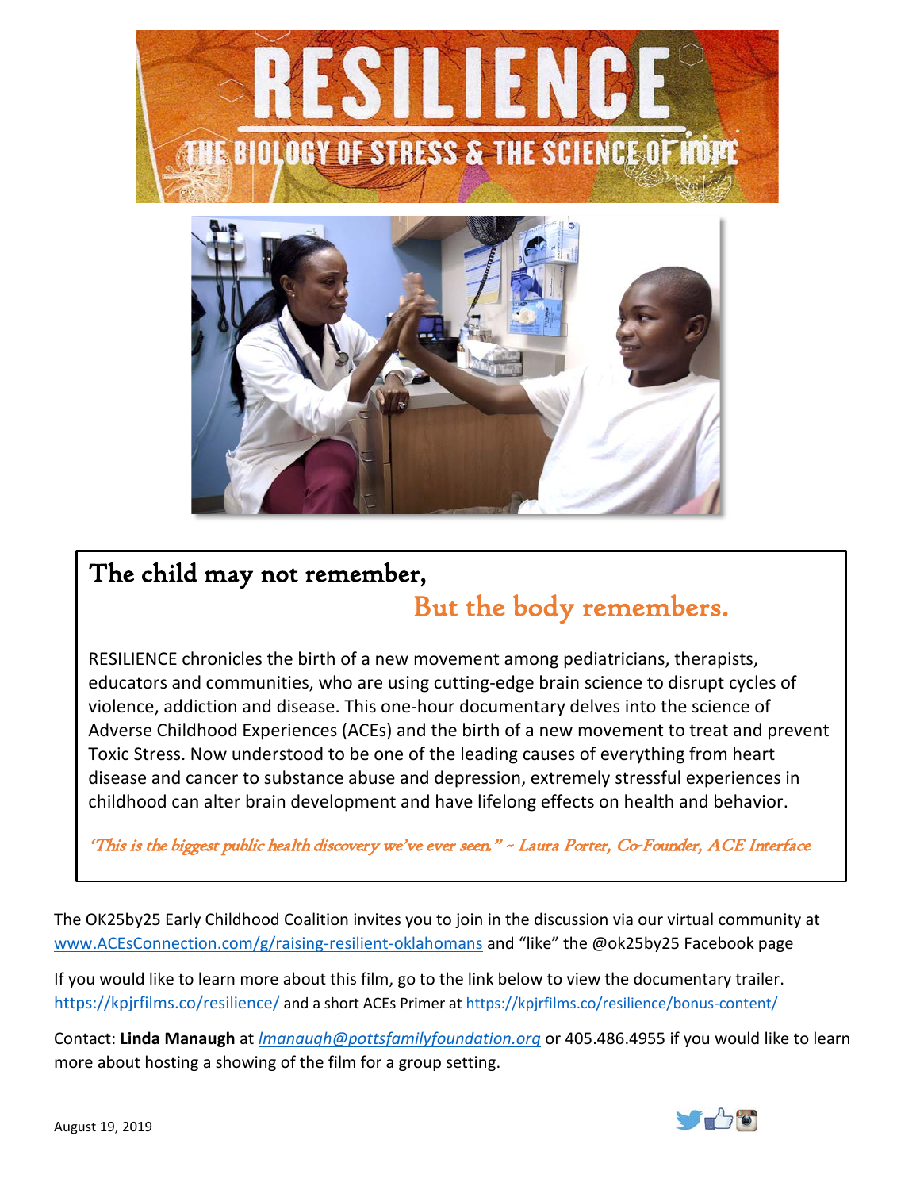# RESILIENCE

## THE BIOLOGY OF STRESS & THE SCIENCE OF HOPE

## The child may not remember,

## But the body remembers.

RESILIENCE chronicles the birth of a new movement among pediatricians, therapists, educators and communities, who are using cutting-edge brain science to disrupt cycles of violence, addiction and disease. This one-hour documentary delves into the science of Adverse Childhood Experiences (ACEs) and the birth of a new movement to treat and prevent Toxic Stress. Now understood to be one of the leading causes of everything from heart disease and cancer to substance abuse and depression, extremely stressful experiences in childhood can alter brain development and have lifelong effects on health and behavior.

*'This is the biggest public health discovery we've ever seen." ~ Laura Porter, Co-Founder, ACE Interface*

The OK25by25 Early Childhood Coalition invites you to join in the discussion via our virtual community at www.ACEsConnection.com/g/raising-resilient-oklahomans and "like" the @ok25by25 Facebook page

If you would like to learn more about this film, go to the link below to view the documentary trailer. https://kpjrfilms.co/resilience/ and a short ACEs Primer at https://kpjrfilms.co/resilience/bonus-content/

Contact: **Linda Manaugh** at *lmanaugh@pottsfamilyfoundation.org* or 405.486.4955 if you would like to learn more about hosting a showing of the film for a group setting.

August 19, 2019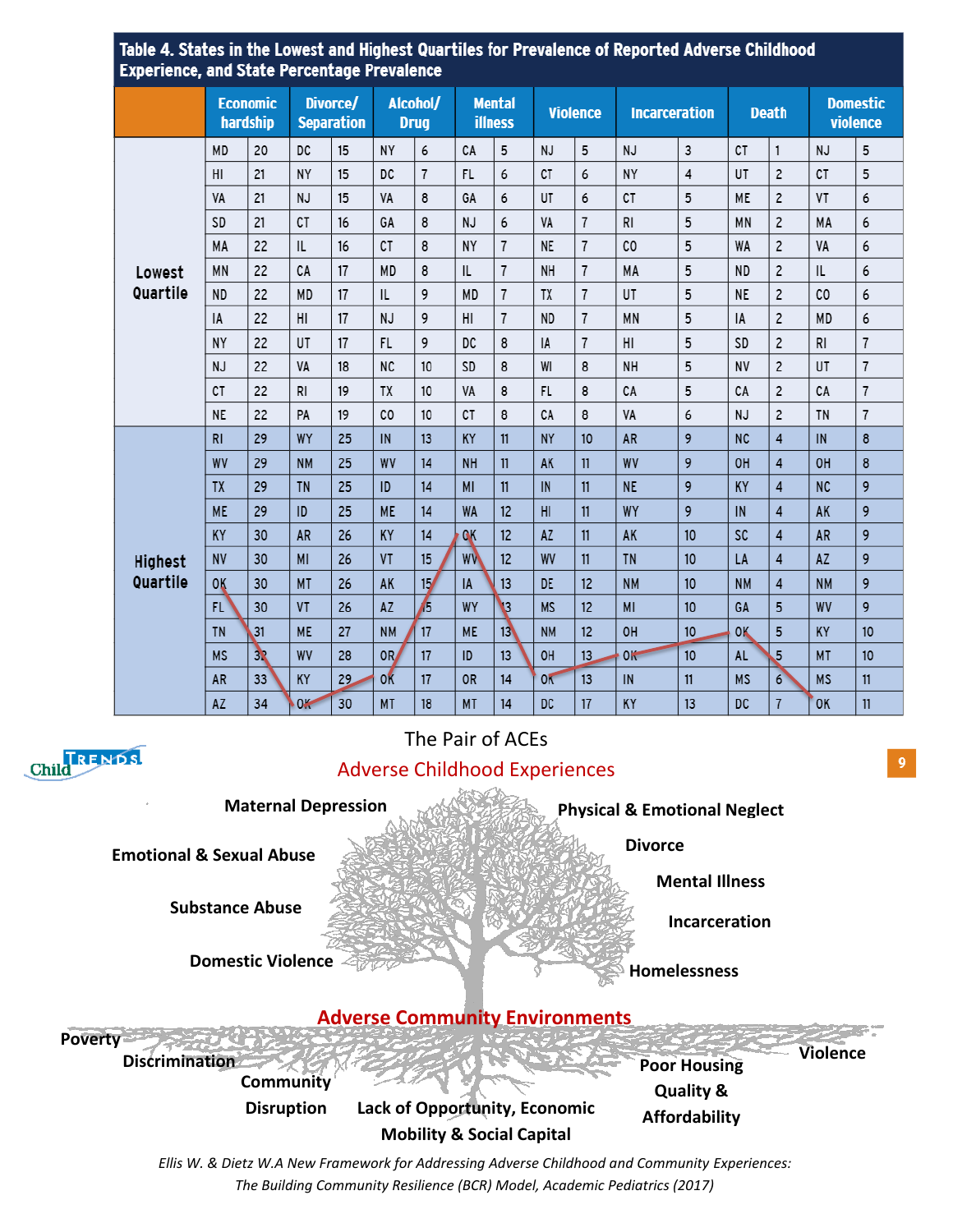**Table 4. States in the Lowest and Highest Quartiles for Prevalence of Reported Adverse Childhood Experience, and State Percentage Prevalence**

| | Economic hardship | | Divorce/ Separation | | Alcohol/ Drug | | Mental illness | | Violence | | Incarceration | | Death | | Domestic violence | |
|---|---|---|---|---|---|---|---|---|---|---|---|---|---|---|---|---|
| Lowest Quartile | MD | 20 | DC | 15 | NY | 6 | CA | 5 | NJ | 5 | NJ | 3 | CT | 1 | NJ | 5 |
| | HI | 21 | NY | 15 | DC | 7 | FL | 6 | CT | 6 | NY | 4 | UT | 2 | CT | 5 |
| | VA | 21 | NJ | 15 | VA | 8 | GA | 6 | UT | 6 | CT | 5 | ME | 2 | VT | 6 |
| | SD | 21 | CT | 16 | GA | 8 | NJ | 6 | VA | 7 | RI | 5 | MN | 2 | MA | 6 |
| | MA | 22 | IL | 16 | CT | 8 | NY | 7 | NE | 7 | CO | 5 | WA | 2 | VA | 6 |
| | MN | 22 | CA | 17 | MD | 8 | IL | 7 | NH | 7 | MA | 5 | ND | 2 | IL | 6 |
| | ND | 22 | MD | 17 | IL | 9 | MD | 7 | TX | 7 | UT | 5 | NE | 2 | CO | 6 |
| | IA | 22 | HI | 17 | NJ | 9 | HI | 7 | ND | 7 | MN | 5 | IA | 2 | MD | 6 |
| | NY | 22 | UT | 17 | FL | 9 | DC | 8 | IA | 7 | HI | 5 | SD | 2 | RI | 7 |
| | NJ | 22 | VA | 18 | NC | 10 | SD | 8 | WI | 8 | NH | 5 | NV | 2 | UT | 7 |
| | CT | 22 | RI | 19 | TX | 10 | VA | 8 | FL | 8 | CA | 5 | CA | 2 | CA | 7 |
| | NE | 22 | PA | 19 | CO | 10 | CT | 8 | CA | 8 | VA | 6 | NJ | 2 | TN | 7 |
| Highest Quartile | RI | 29 | WY | 25 | IN | 13 | KY | 11 | NY | 10 | AR | 9 | NC | 4 | IN | 8 |
| | WV | 29 | NM | 25 | WV | 14 | NH | 11 | AK | 11 | WV | 9 | OH | 4 | OH | 8 |
| | TX | 29 | TN | 25 | ID | 14 | MI | 11 | IN | 11 | NE | 9 | KY | 4 | NC | 9 |
| | ME | 29 | ID | 25 | ME | 14 | WA | 12 | HI | 11 | WY | 9 | IN | 4 | AK | 9 |
| | KY | 30 | AR | 26 | KY | 14 | OK | 12 | AZ | 11 | AK | 10 | SC | 4 | AR | 9 |
| | NV | 30 | MI | 26 | VT | 15 | WV | 12 | WV | 11 | TN | 10 | LA | 4 | AZ | 9 |
| | OK | 30 | MT | 26 | AK | 15 | IA | 13 | DE | 12 | NM | 10 | NM | 4 | NM | 9 |
| | FL | 30 | VT | 26 | AZ | 15 | WY | 13 | MS | 12 | MI | 10 | GA | 5 | WV | 9 |
| | TN | 31 | ME | 27 | NM | 17 | ME | 13 | NM | 12 | OH | 10 | OK | 5 | KY | 10 |
| | MS | 32 | WV | 28 | OR | 17 | ID | 13 | OH | 13 | OK | 10 | AL | 5 | MT | 10 |
| | AR | 33 | KY | 29 | OK | 17 | OR | 14 | OK | 13 | IN | 11 | MS | 6 | MS | 11 |
| | AZ | 34 | OK | 30 | MT | 18 | MT | 14 | DC | 17 | KY | 13 | DC | 7 | OK | 11 |

The Pair of ACEs

Adverse Childhood Experiences

Maternal Depression

Physical & Emotional Neglect

Emotional & Sexual Abuse

Divorce

Mental Illness

Substance Abuse

Incarceration

Domestic Violence

Homelessness

Adverse Community Environments

Poverty

Discrimination

Community Disruption

Lack of Opportunity, Economic Mobility & Social Capital

Poor Housing Quality & Affordability

Violence

*Ellis W. & Dietz W.A New Framework for Addressing Adverse Childhood and Community Experiences: The Building Community Resilience (BCR) Model, Academic Pediatrics (2017)*